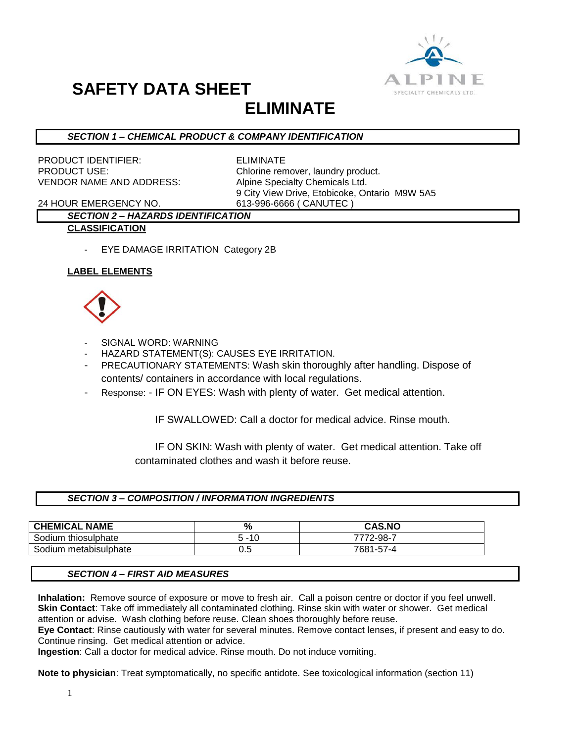# SAFETY DATA SHEET

# ELIMINATE

## *SECTION 1 – CHEMICAL PRODUCT & COMPANY IDENTIFICATION*

PRODUCT IDENTIFIER: ELIMINATE

PRODUCT USE: Chlorine remover, laundry product.

VENDOR NAME AND ADDRESS: Alpine Specialty Chemicals Ltd.
9 City View Drive, Etobicoke, Ontario M9W 5A5

24 HOUR EMERGENCY NO. 613-996-6666 ( CANUTEC )

## *SECTION 2 – HAZARDS IDENTIFICATION*

**CLASSIFICATION**

- EYE DAMAGE IRRITATION Category 2B

**LABEL ELEMENTS**

- SIGNAL WORD: WARNING
- HAZARD STATEMENT(S): CAUSES EYE IRRITATION.
- PRECAUTIONARY STATEMENTS: Wash skin thoroughly after handling. Dispose of contents/ containers in accordance with local regulations.
- Response: - IF ON EYES: Wash with plenty of water. Get medical attention.

  IF SWALLOWED: Call a doctor for medical advice. Rinse mouth.

  IF ON SKIN: Wash with plenty of water. Get medical attention. Take off contaminated clothes and wash it before reuse.

## *SECTION 3 – COMPOSITION / INFORMATION INGREDIENTS*

| CHEMICAL NAME | % | CAS.NO |
|---|---|---|
| Sodium thiosulphate | 5 -10 | 7772-98-7 |
| Sodium metabisulphate | 0.5 | 7681-57-4 |

## *SECTION 4 – FIRST AID MEASURES*

**Inhalation:** Remove source of exposure or move to fresh air. Call a poison centre or doctor if you feel unwell.
**Skin Contact**: Take off immediately all contaminated clothing. Rinse skin with water or shower. Get medical attention or advise. Wash clothing before reuse. Clean shoes thoroughly before reuse.
**Eye Contact**: Rinse cautiously with water for several minutes. Remove contact lenses, if present and easy to do. Continue rinsing. Get medical attention or advice.
**Ingestion**: Call a doctor for medical advice. Rinse mouth. Do not induce vomiting.

**Note to physician**: Treat symptomatically, no specific antidote. See toxicological information (section 11)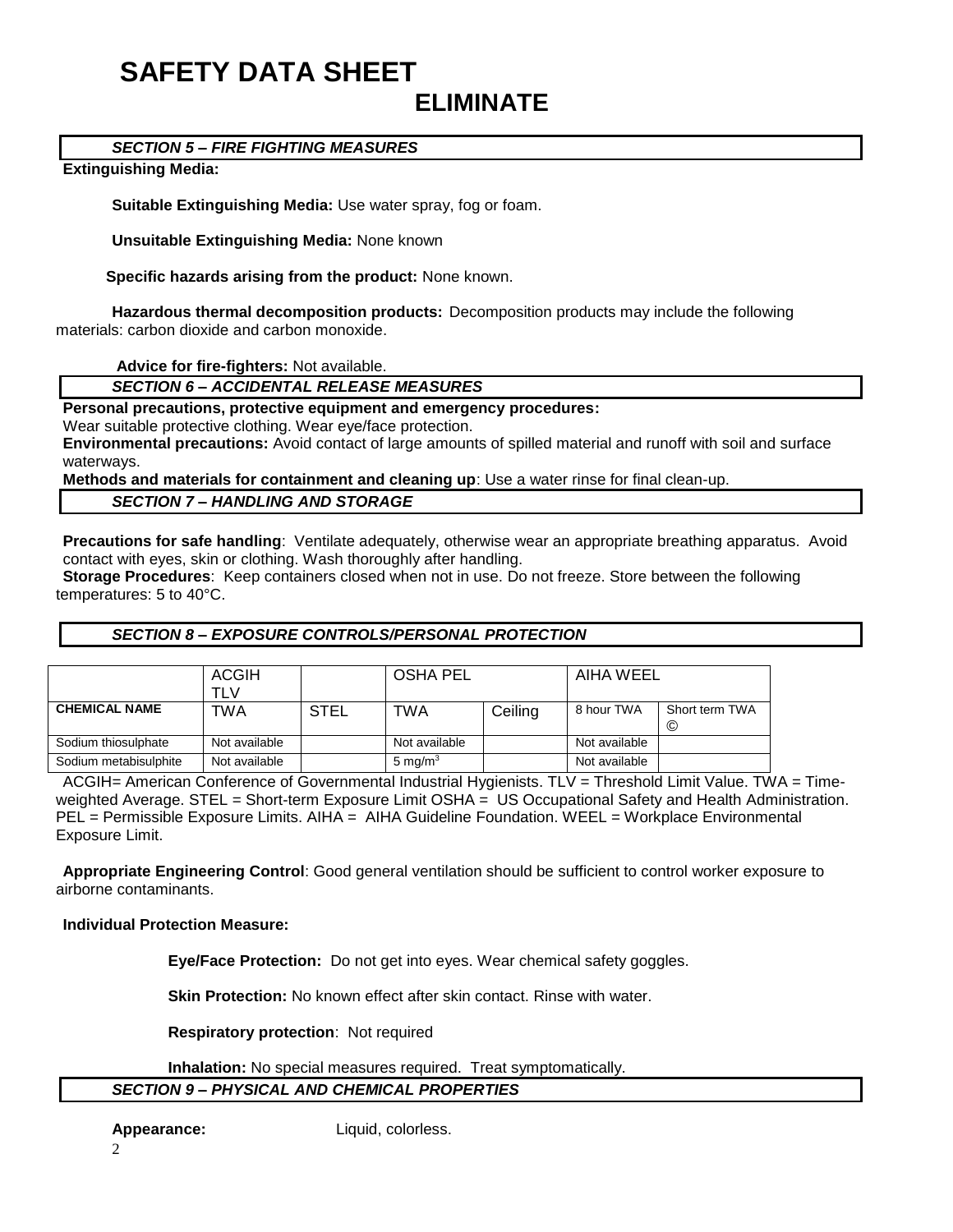# SAFETY DATA SHEET

## ELIMINATE

### *SECTION 5 – FIRE FIGHTING MEASURES*

**Extinguishing Media:**

**Suitable Extinguishing Media:** Use water spray, fog or foam.

**Unsuitable Extinguishing Media:** None known

**Specific hazards arising from the product:** None known.

**Hazardous thermal decomposition products:** Decomposition products may include the following materials: carbon dioxide and carbon monoxide.

**Advice for fire-fighters:** Not available.

### *SECTION 6 – ACCIDENTAL RELEASE MEASURES*

**Personal precautions, protective equipment and emergency procedures:**
Wear suitable protective clothing. Wear eye/face protection.

**Environmental precautions:** Avoid contact of large amounts of spilled material and runoff with soil and surface waterways.

**Methods and materials for containment and cleaning up**: Use a water rinse for final clean-up.

### *SECTION 7 – HANDLING AND STORAGE*

**Precautions for safe handling**: Ventilate adequately, otherwise wear an appropriate breathing apparatus. Avoid contact with eyes, skin or clothing. Wash thoroughly after handling.

**Storage Procedures**: Keep containers closed when not in use. Do not freeze. Store between the following temperatures: 5 to 40°C.

### *SECTION 8 – EXPOSURE CONTROLS/PERSONAL PROTECTION*

| | ACGIH TLV | | OSHA PEL | | AIHA WEEL | |
|---|---|---|---|---|---|---|
| **CHEMICAL NAME** | TWA | STEL | TWA | Ceiling | 8 hour TWA | Short term TWA © |
| Sodium thiosulphate | Not available | | Not available | | Not available | |
| Sodium metabisulphite | Not available | | 5 mg/m$^3$ | | Not available | |

ACGIH= American Conference of Governmental Industrial Hygienists. TLV = Threshold Limit Value. TWA = Time-weighted Average. STEL = Short-term Exposure Limit OSHA = US Occupational Safety and Health Administration. PEL = Permissible Exposure Limits. AIHA = AIHA Guideline Foundation. WEEL = Workplace Environmental Exposure Limit.

**Appropriate Engineering Control**: Good general ventilation should be sufficient to control worker exposure to airborne contaminants.

**Individual Protection Measure:**

**Eye/Face Protection:** Do not get into eyes. Wear chemical safety goggles.

**Skin Protection:** No known effect after skin contact. Rinse with water.

**Respiratory protection**: Not required

**Inhalation:** No special measures required. Treat symptomatically.

### *SECTION 9 – PHYSICAL AND CHEMICAL PROPERTIES*

**Appearance:** Liquid, colorless.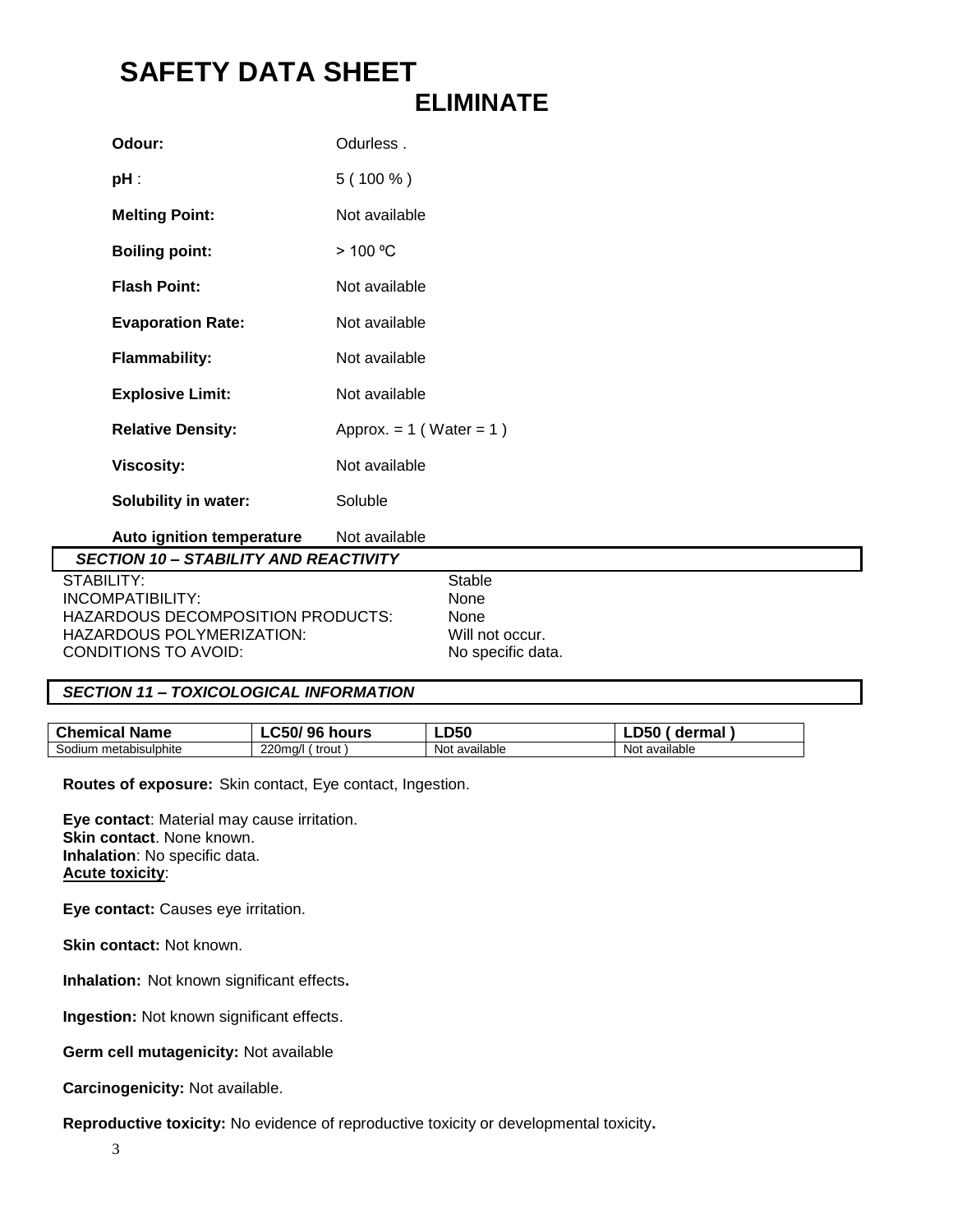# SAFETY DATA SHEET

## ELIMINATE

| | |
|---|---|
| **Odour:** | Odurless . |
| **pH** : | 5 ( 100 % ) |
| **Melting Point:** | Not available |
| **Boiling point:** | > 100 ºC |
| **Flash Point:** | Not available |
| **Evaporation Rate:** | Not available |
| **Flammability:** | Not available |
| **Explosive Limit:** | Not available |
| **Relative Density:** | Approx. = 1 ( Water = 1 ) |
| **Viscosity:** | Not available |
| **Solubility in water:** | Soluble |
| **Auto ignition temperature** | Not available |

### *SECTION 10 – STABILITY AND REACTIVITY*

| | |
|---|---|
| STABILITY: | Stable |
| INCOMPATIBILITY: | None |
| HAZARDOUS DECOMPOSITION PRODUCTS: | None |
| HAZARDOUS POLYMERIZATION: | Will not occur. |
| CONDITIONS TO AVOID: | No specific data. |

### *SECTION 11 – TOXICOLOGICAL INFORMATION*

| Chemical Name | LC50/ 96 hours | LD50 | LD50 ( dermal ) |
|---|---|---|---|
| Sodium metabisulphite | 220mg/l ( trout ) | Not available | Not available |

**Routes of exposure:** Skin contact, Eye contact, Ingestion.

**Eye contact**: Material may cause irritation.
**Skin contact**. None known.
**Inhalation**: No specific data.
**Acute toxicity**:

**Eye contact:** Causes eye irritation.

**Skin contact:** Not known.

**Inhalation:** Not known significant effects**.**

**Ingestion:** Not known significant effects.

**Germ cell mutagenicity:** Not available

**Carcinogenicity:** Not available.

**Reproductive toxicity:** No evidence of reproductive toxicity or developmental toxicity**.**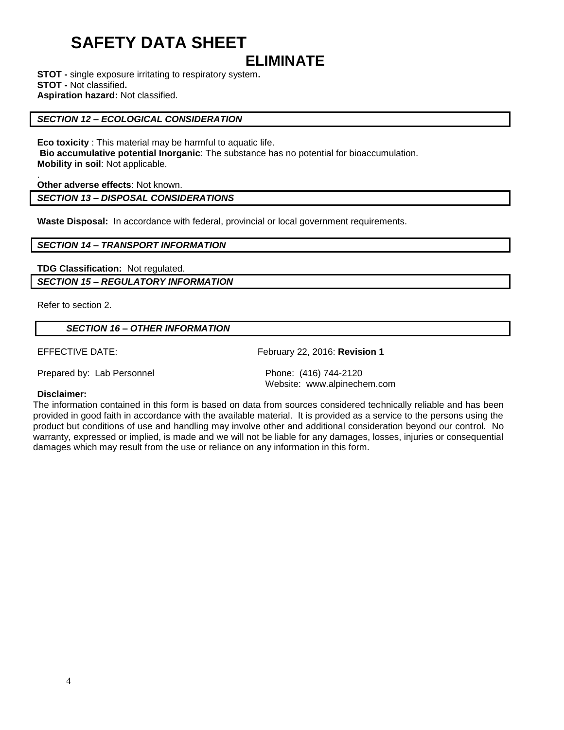**STOT -** single exposure irritating to respiratory system**.**
**STOT -** Not classified**.**
**Aspiration hazard:** Not classified.

***SECTION 12 – ECOLOGICAL CONSIDERATION***

**Eco toxicity** : This material may be harmful to aquatic life.
**Bio accumulative potential Inorganic**: The substance has no potential for bioaccumulation.
**Mobility in soil**: Not applicable.
.
**Other adverse effects**: Not known.

***SECTION 13 – DISPOSAL CONSIDERATIONS***

**Waste Disposal:** In accordance with federal, provincial or local government requirements.

***SECTION 14 – TRANSPORT INFORMATION***

**TDG Classification:** Not regulated.

***SECTION 15 – REGULATORY INFORMATION***

Refer to section 2.

***SECTION 16 – OTHER INFORMATION***

EFFECTIVE DATE: February 22, 2016: **Revision 1**

Prepared by: Lab Personnel

Phone: (416) 744-2120
Website: www.alpinechem.com

**Disclaimer:**
The information contained in this form is based on data from sources considered technically reliable and has been provided in good faith in accordance with the available material. It is provided as a service to the persons using the product but conditions of use and handling may involve other and additional consideration beyond our control. No warranty, expressed or implied, is made and we will not be liable for any damages, losses, injuries or consequential damages which may result from the use or reliance on any information in this form.